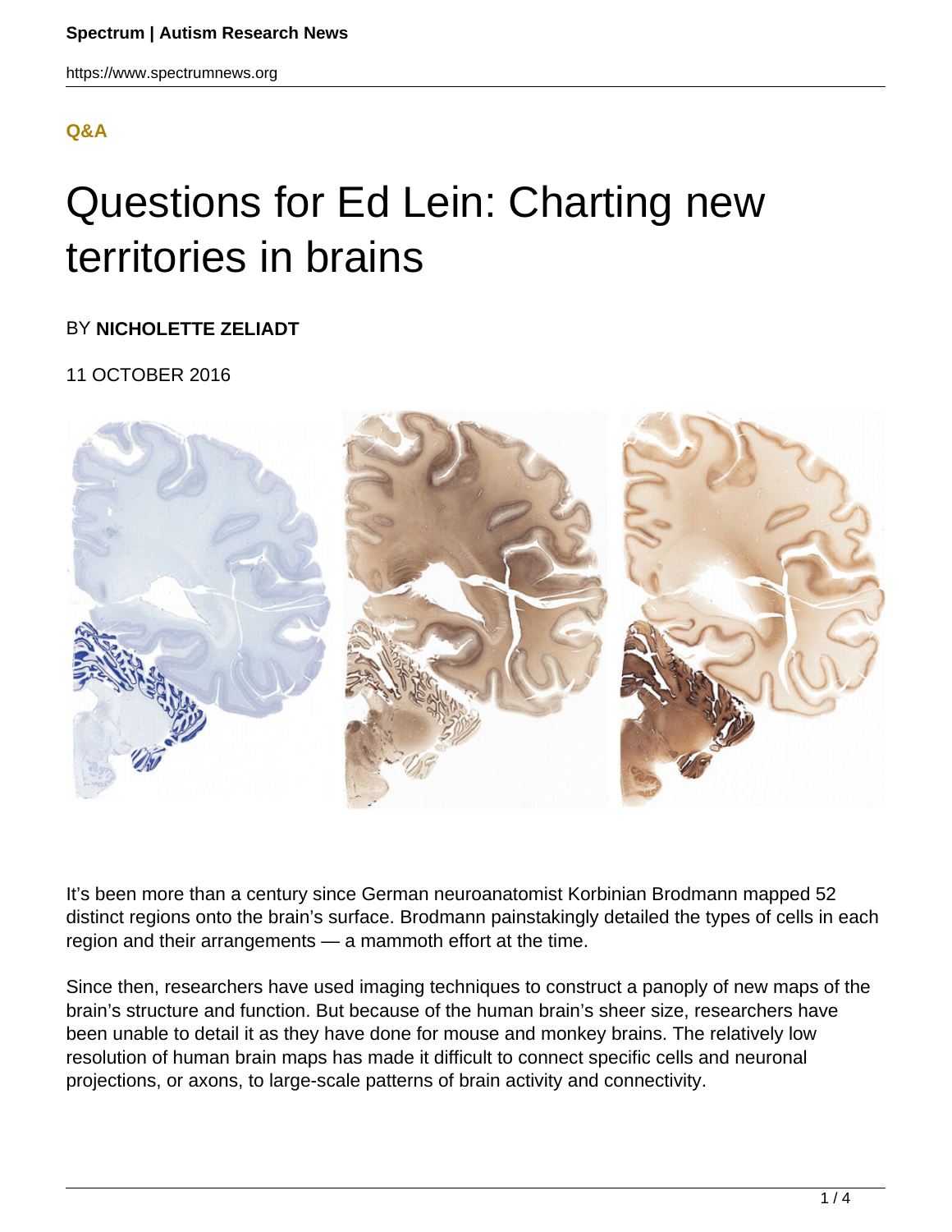Q&A

# Questions for Ed Lein: Charting new territories in brains

BY **NICHOLETTE ZELIADT**

11 OCTOBER 2016

It's been more than a century since German neuroanatomist Korbinian Brodmann mapped 52 distinct regions onto the brain's surface. Brodmann painstakingly detailed the types of cells in each region and their arrangements — a mammoth effort at the time.

Since then, researchers have used imaging techniques to construct a panoply of new maps of the brain's structure and function. But because of the human brain's sheer size, researchers have been unable to detail it as they have done for mouse and monkey brains. The relatively low resolution of human brain maps has made it difficult to connect specific cells and neuronal projections, or axons, to large-scale patterns of brain activity and connectivity.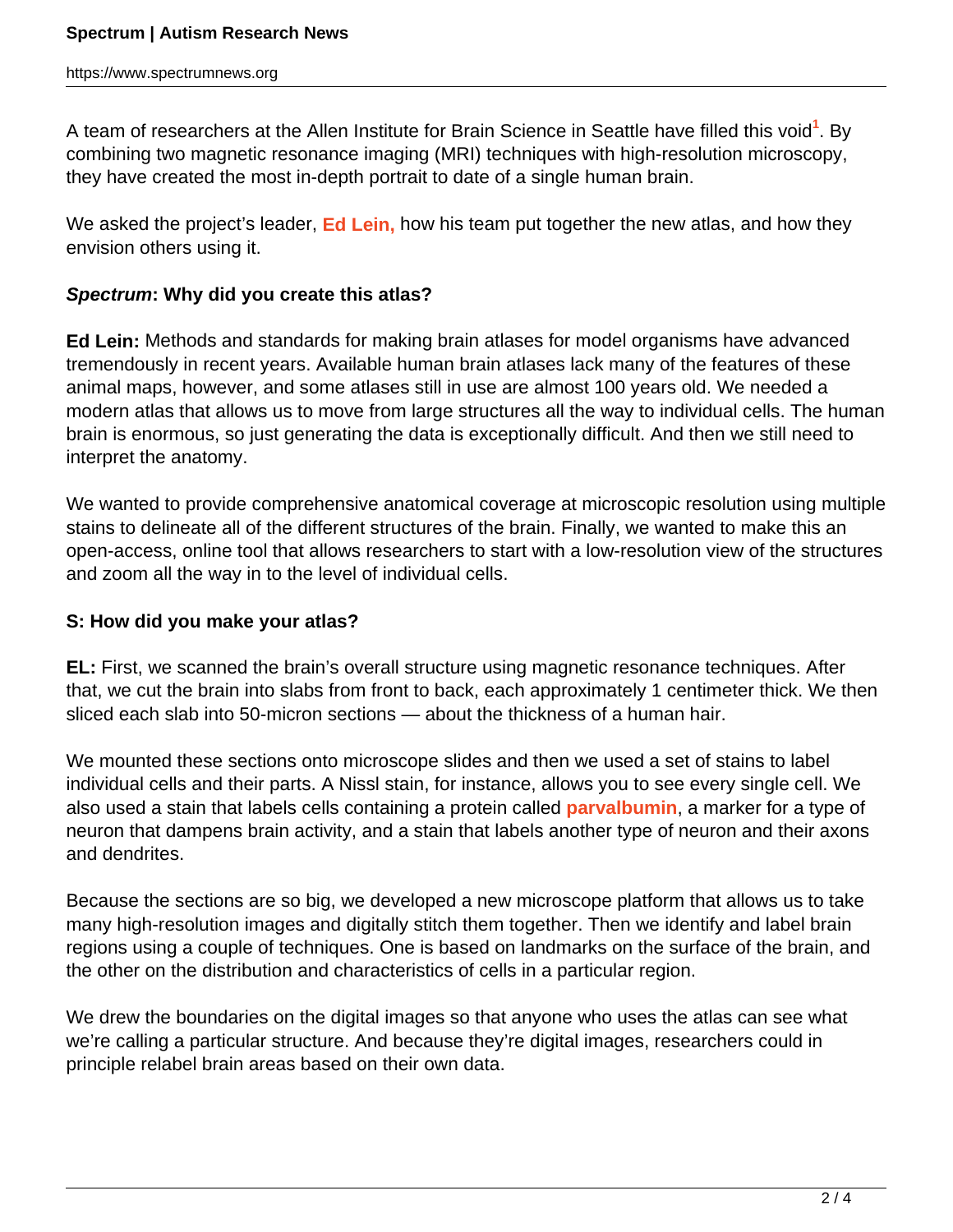A team of researchers at the Allen Institute for Brain Science in Seattle have filled this void[1]. By combining two magnetic resonance imaging (MRI) techniques with high-resolution microscopy, they have created the most in-depth portrait to date of a single human brain.

We asked the project's leader, **Ed Lein,** how his team put together the new atlas, and how they envision others using it.

***Spectrum*: Why did you create this atlas?**

**Ed Lein:** Methods and standards for making brain atlases for model organisms have advanced tremendously in recent years. Available human brain atlases lack many of the features of these animal maps, however, and some atlases still in use are almost 100 years old. We needed a modern atlas that allows us to move from large structures all the way to individual cells. The human brain is enormous, so just generating the data is exceptionally difficult. And then we still need to interpret the anatomy.

We wanted to provide comprehensive anatomical coverage at microscopic resolution using multiple stains to delineate all of the different structures of the brain. Finally, we wanted to make this an open-access, online tool that allows researchers to start with a low-resolution view of the structures and zoom all the way in to the level of individual cells.

**S: How did you make your atlas?**

**EL:** First, we scanned the brain's overall structure using magnetic resonance techniques. After that, we cut the brain into slabs from front to back, each approximately 1 centimeter thick. We then sliced each slab into 50-micron sections — about the thickness of a human hair.

We mounted these sections onto microscope slides and then we used a set of stains to label individual cells and their parts. A Nissl stain, for instance, allows you to see every single cell. We also used a stain that labels cells containing a protein called **parvalbumin**, a marker for a type of neuron that dampens brain activity, and a stain that labels another type of neuron and their axons and dendrites.

Because the sections are so big, we developed a new microscope platform that allows us to take many high-resolution images and digitally stitch them together. Then we identify and label brain regions using a couple of techniques. One is based on landmarks on the surface of the brain, and the other on the distribution and characteristics of cells in a particular region.

We drew the boundaries on the digital images so that anyone who uses the atlas can see what we're calling a particular structure. And because they're digital images, researchers could in principle relabel brain areas based on their own data.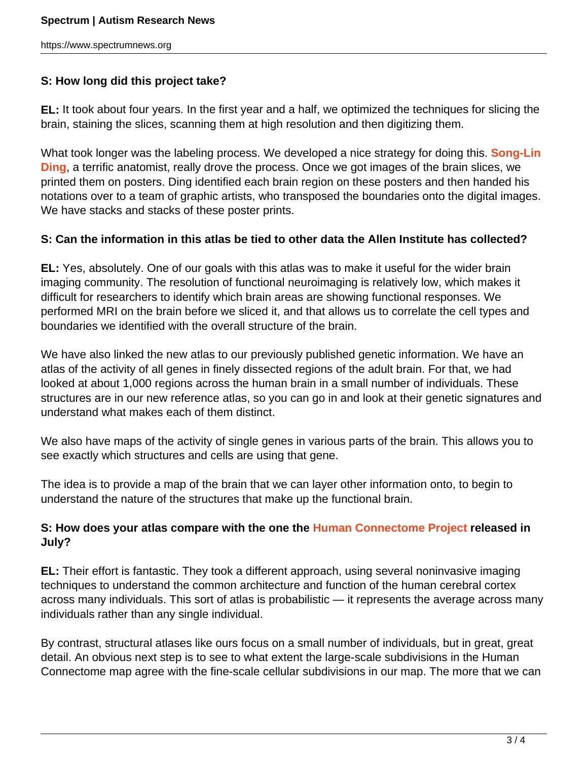**S: How long did this project take?**

**EL:** It took about four years. In the first year and a half, we optimized the techniques for slicing the brain, staining the slices, scanning them at high resolution and then digitizing them.

What took longer was the labeling process. We developed a nice strategy for doing this. **Song-Lin Ding**, a terrific anatomist, really drove the process. Once we got images of the brain slices, we printed them on posters. Ding identified each brain region on these posters and then handed his notations over to a team of graphic artists, who transposed the boundaries onto the digital images. We have stacks and stacks of these poster prints.

**S: Can the information in this atlas be tied to other data the Allen Institute has collected?**

**EL:** Yes, absolutely. One of our goals with this atlas was to make it useful for the wider brain imaging community. The resolution of functional neuroimaging is relatively low, which makes it difficult for researchers to identify which brain areas are showing functional responses. We performed MRI on the brain before we sliced it, and that allows us to correlate the cell types and boundaries we identified with the overall structure of the brain.

We have also linked the new atlas to our previously published genetic information. We have an atlas of the activity of all genes in finely dissected regions of the adult brain. For that, we had looked at about 1,000 regions across the human brain in a small number of individuals. These structures are in our new reference atlas, so you can go in and look at their genetic signatures and understand what makes each of them distinct.

We also have maps of the activity of single genes in various parts of the brain. This allows you to see exactly which structures and cells are using that gene.

The idea is to provide a map of the brain that we can layer other information onto, to begin to understand the nature of the structures that make up the functional brain.

**S: How does your atlas compare with the one the Human Connectome Project released in July?**

**EL:** Their effort is fantastic. They took a different approach, using several noninvasive imaging techniques to understand the common architecture and function of the human cerebral cortex across many individuals. This sort of atlas is probabilistic — it represents the average across many individuals rather than any single individual.

By contrast, structural atlases like ours focus on a small number of individuals, but in great, great detail. An obvious next step is to see to what extent the large-scale subdivisions in the Human Connectome map agree with the fine-scale cellular subdivisions in our map. The more that we can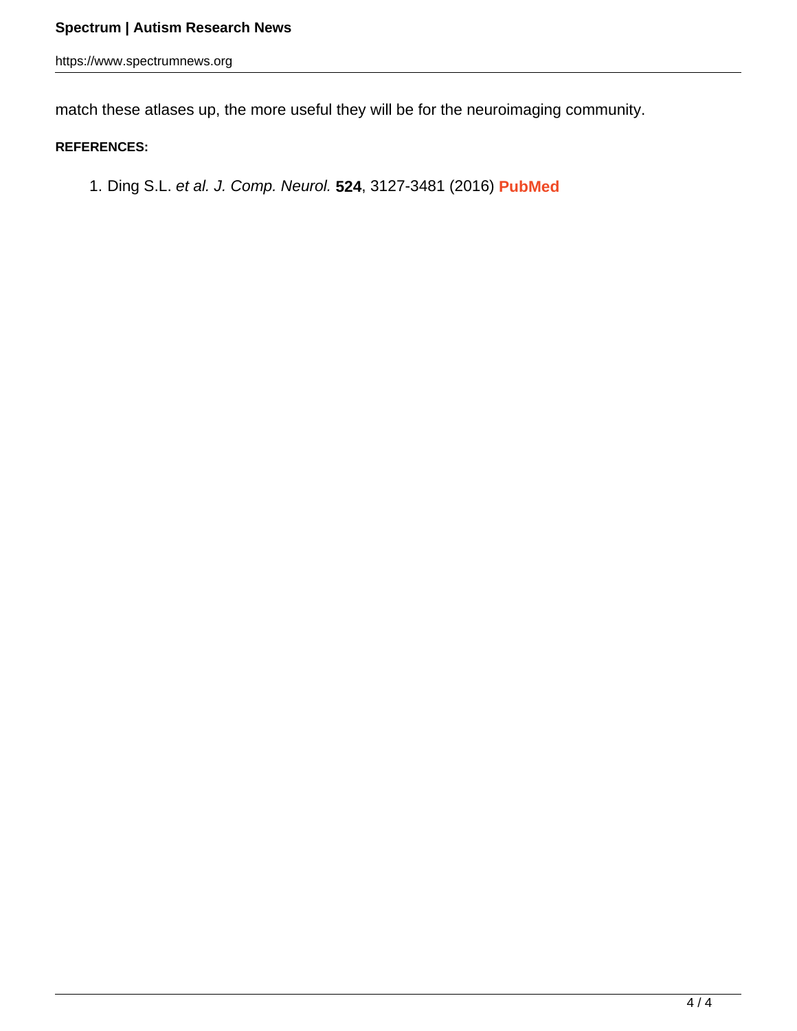match these atlases up, the more useful they will be for the neuroimaging community.

**REFERENCES:**

1. Ding S.L. *et al. J. Comp. Neurol.* **524**, 3127-3481 (2016) **PubMed**